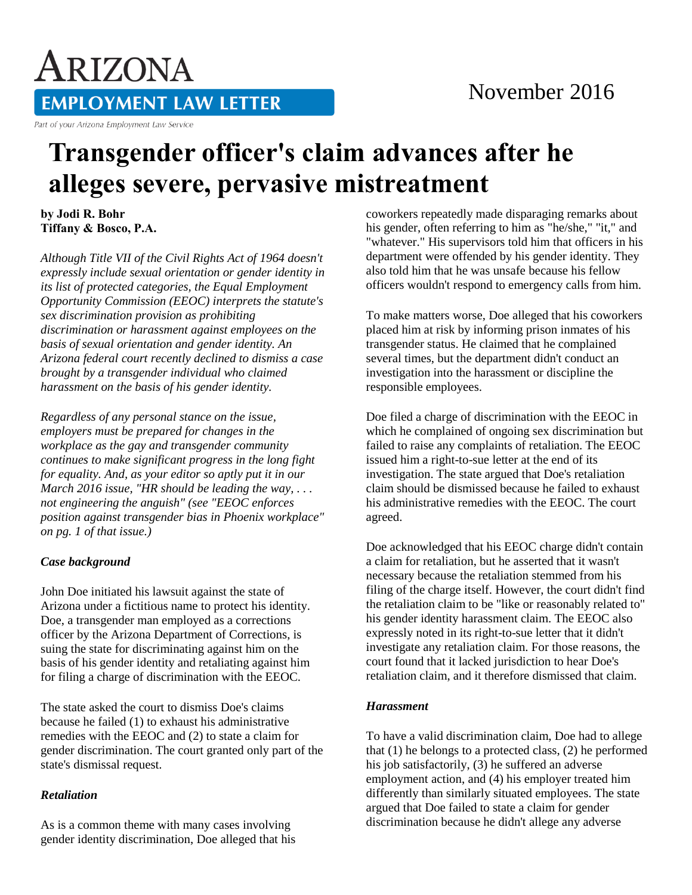# ARIZONA EMPLOYMENT LAW LETTER

Part of your Arizona Employment Law Service

November 2016

# Transgender officer's claim advances after he alleges severe, pervasive mistreatment

**by Jodi R. Bohr**
**Tiffany & Bosco, P.A.**

*Although Title VII of the Civil Rights Act of 1964 doesn't expressly include sexual orientation or gender identity in its list of protected categories, the Equal Employment Opportunity Commission (EEOC) interprets the statute's sex discrimination provision as prohibiting discrimination or harassment against employees on the basis of sexual orientation and gender identity. An Arizona federal court recently declined to dismiss a case brought by a transgender individual who claimed harassment on the basis of his gender identity.*

*Regardless of any personal stance on the issue, employers must be prepared for changes in the workplace as the gay and transgender community continues to make significant progress in the long fight for equality. And, as your editor so aptly put it in our March 2016 issue, "HR should be leading the way, . . . not engineering the anguish" (see "EEOC enforces position against transgender bias in Phoenix workplace" on pg. 1 of that issue.)*

### *Case background*

John Doe initiated his lawsuit against the state of Arizona under a fictitious name to protect his identity. Doe, a transgender man employed as a corrections officer by the Arizona Department of Corrections, is suing the state for discriminating against him on the basis of his gender identity and retaliating against him for filing a charge of discrimination with the EEOC.

The state asked the court to dismiss Doe's claims because he failed (1) to exhaust his administrative remedies with the EEOC and (2) to state a claim for gender discrimination. The court granted only part of the state's dismissal request.

### *Retaliation*

As is a common theme with many cases involving gender identity discrimination, Doe alleged that his coworkers repeatedly made disparaging remarks about his gender, often referring to him as "he/she," "it," and "whatever." His supervisors told him that officers in his department were offended by his gender identity. They also told him that he was unsafe because his fellow officers wouldn't respond to emergency calls from him.

To make matters worse, Doe alleged that his coworkers placed him at risk by informing prison inmates of his transgender status. He claimed that he complained several times, but the department didn't conduct an investigation into the harassment or discipline the responsible employees.

Doe filed a charge of discrimination with the EEOC in which he complained of ongoing sex discrimination but failed to raise any complaints of retaliation. The EEOC issued him a right-to-sue letter at the end of its investigation. The state argued that Doe's retaliation claim should be dismissed because he failed to exhaust his administrative remedies with the EEOC. The court agreed.

Doe acknowledged that his EEOC charge didn't contain a claim for retaliation, but he asserted that it wasn't necessary because the retaliation stemmed from his filing of the charge itself. However, the court didn't find the retaliation claim to be "like or reasonably related to" his gender identity harassment claim. The EEOC also expressly noted in its right-to-sue letter that it didn't investigate any retaliation claim. For those reasons, the court found that it lacked jurisdiction to hear Doe's retaliation claim, and it therefore dismissed that claim.

### *Harassment*

To have a valid discrimination claim, Doe had to allege that (1) he belongs to a protected class, (2) he performed his job satisfactorily, (3) he suffered an adverse employment action, and (4) his employer treated him differently than similarly situated employees. The state argued that Doe failed to state a claim for gender discrimination because he didn't allege any adverse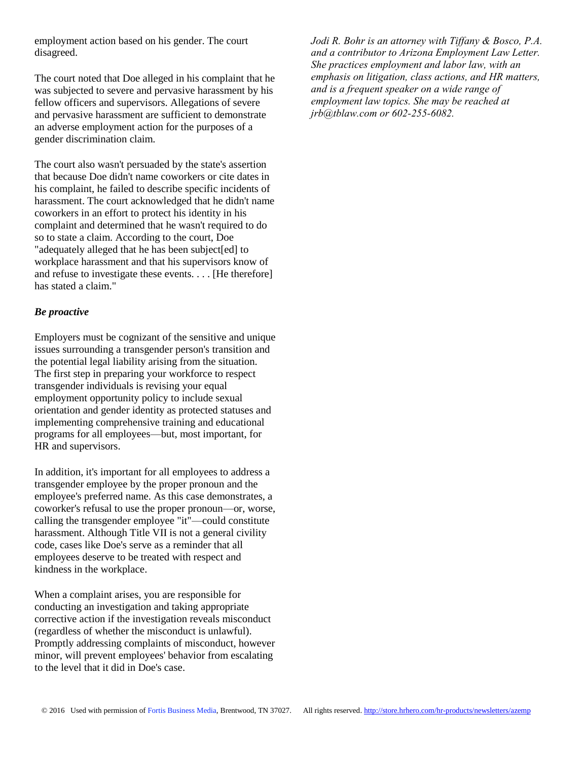employment action based on his gender. The court disagreed.

The court noted that Doe alleged in his complaint that he was subjected to severe and pervasive harassment by his fellow officers and supervisors. Allegations of severe and pervasive harassment are sufficient to demonstrate an adverse employment action for the purposes of a gender discrimination claim.

The court also wasn't persuaded by the state's assertion that because Doe didn't name coworkers or cite dates in his complaint, he failed to describe specific incidents of harassment. The court acknowledged that he didn't name coworkers in an effort to protect his identity in his complaint and determined that he wasn't required to do so to state a claim. According to the court, Doe "adequately alleged that he has been subject[ed] to workplace harassment and that his supervisors know of and refuse to investigate these events. . . . [He therefore] has stated a claim."

### *Be proactive*

Employers must be cognizant of the sensitive and unique issues surrounding a transgender person's transition and the potential legal liability arising from the situation. The first step in preparing your workforce to respect transgender individuals is revising your equal employment opportunity policy to include sexual orientation and gender identity as protected statuses and implementing comprehensive training and educational programs for all employees—but, most important, for HR and supervisors.

In addition, it's important for all employees to address a transgender employee by the proper pronoun and the employee's preferred name. As this case demonstrates, a coworker's refusal to use the proper pronoun—or, worse, calling the transgender employee "it"—could constitute harassment. Although Title VII is not a general civility code, cases like Doe's serve as a reminder that all employees deserve to be treated with respect and kindness in the workplace.

When a complaint arises, you are responsible for conducting an investigation and taking appropriate corrective action if the investigation reveals misconduct (regardless of whether the misconduct is unlawful). Promptly addressing complaints of misconduct, however minor, will prevent employees' behavior from escalating to the level that it did in Doe's case.

*Jodi R. Bohr is an attorney with Tiffany & Bosco, P.A. and a contributor to Arizona Employment Law Letter. She practices employment and labor law, with an emphasis on litigation, class actions, and HR matters, and is a frequent speaker on a wide range of employment law topics. She may be reached at jrb@tblaw.com or 602-255-6082.*

© 2016 Used with permission of Fortis Business Media, Brentwood, TN 37027. All rights reserved. http://store.hrhero.com/hr-products/newsletters/azemp